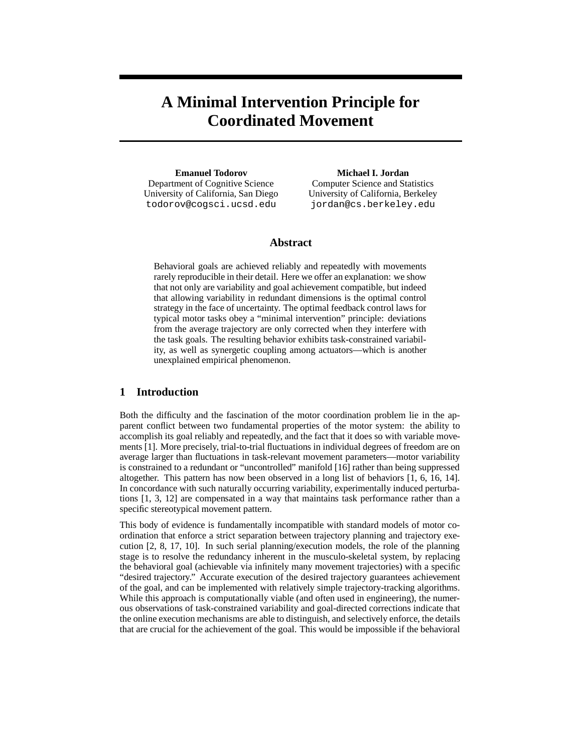# A Minimal Intervention Principle for Coordinated Movement

**Emanuel Todorov**
Department of Cognitive Science
University of California, San Diego
todorov@cogsci.ucsd.edu

**Michael I. Jordan**
Computer Science and Statistics
University of California, Berkeley
jordan@cs.berkeley.edu

## Abstract

Behavioral goals are achieved reliably and repeatedly with movements rarely reproducible in their detail. Here we offer an explanation: we show that not only are variability and goal achievement compatible, but indeed that allowing variability in redundant dimensions is the optimal control strategy in the face of uncertainty. The optimal feedback control laws for typical motor tasks obey a "minimal intervention" principle: deviations from the average trajectory are only corrected when they interfere with the task goals. The resulting behavior exhibits task-constrained variability, as well as synergetic coupling among actuators—which is another unexplained empirical phenomenon.

## 1 Introduction

Both the difficulty and the fascination of the motor coordination problem lie in the apparent conflict between two fundamental properties of the motor system: the ability to accomplish its goal reliably and repeatedly, and the fact that it does so with variable movements [1]. More precisely, trial-to-trial fluctuations in individual degrees of freedom are on average larger than fluctuations in task-relevant movement parameters—motor variability is constrained to a redundant or "uncontrolled" manifold [16] rather than being suppressed altogether. This pattern has now been observed in a long list of behaviors [1, 6, 16, 14]. In concordance with such naturally occurring variability, experimentally induced perturbations [1, 3, 12] are compensated in a way that maintains task performance rather than a specific stereotypical movement pattern.

This body of evidence is fundamentally incompatible with standard models of motor coordination that enforce a strict separation between trajectory planning and trajectory execution [2, 8, 17, 10]. In such serial planning/execution models, the role of the planning stage is to resolve the redundancy inherent in the musculo-skeletal system, by replacing the behavioral goal (achievable via infinitely many movement trajectories) with a specific "desired trajectory." Accurate execution of the desired trajectory guarantees achievement of the goal, and can be implemented with relatively simple trajectory-tracking algorithms. While this approach is computationally viable (and often used in engineering), the numerous observations of task-constrained variability and goal-directed corrections indicate that the online execution mechanisms are able to distinguish, and selectively enforce, the details that are crucial for the achievement of the goal. This would be impossible if the behavioral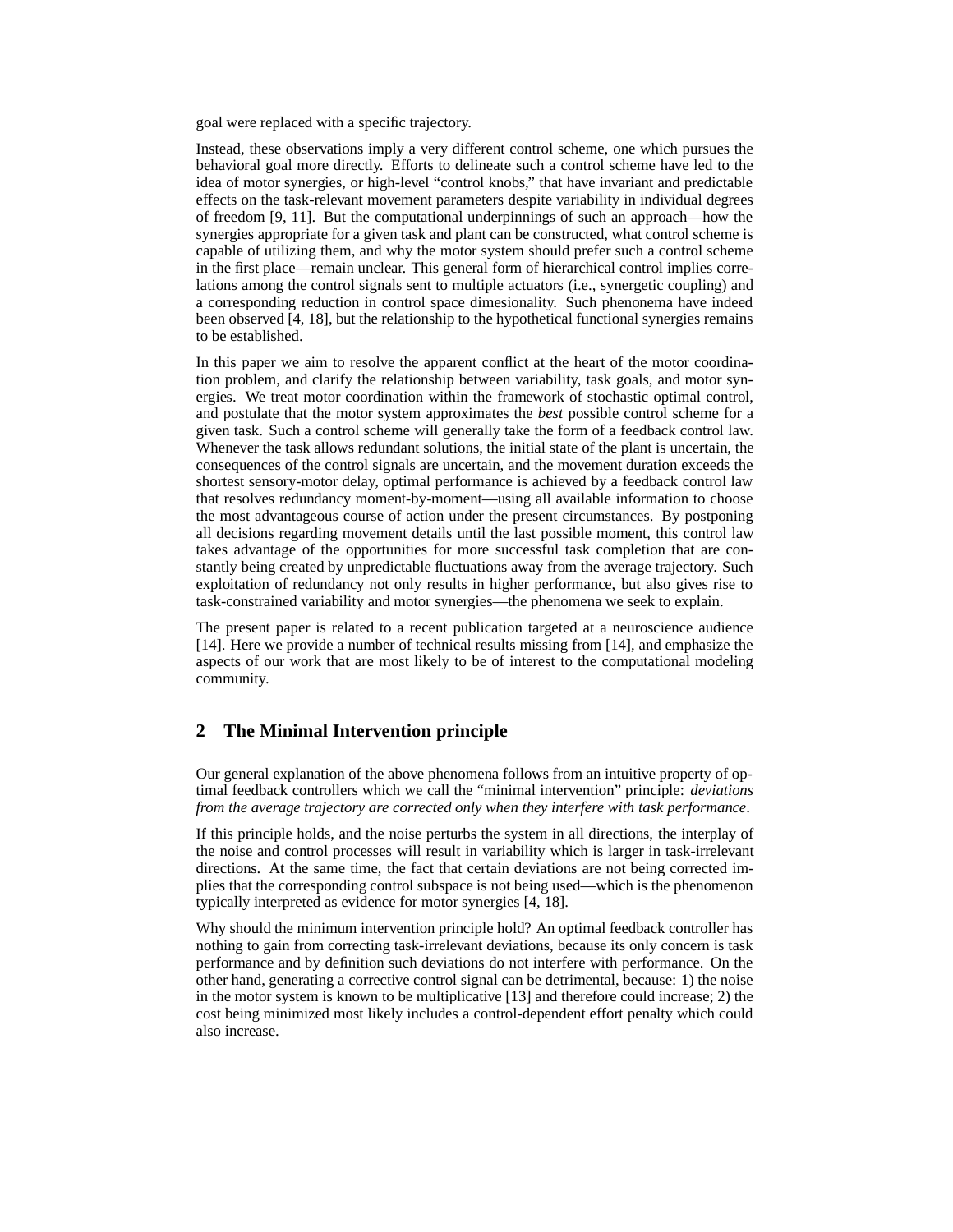goal were replaced with a specific trajectory.

Instead, these observations imply a very different control scheme, one which pursues the behavioral goal more directly. Efforts to delineate such a control scheme have led to the idea of motor synergies, or high-level "control knobs," that have invariant and predictable effects on the task-relevant movement parameters despite variability in individual degrees of freedom [9, 11]. But the computational underpinnings of such an approach—how the synergies appropriate for a given task and plant can be constructed, what control scheme is capable of utilizing them, and why the motor system should prefer such a control scheme in the first place—remain unclear. This general form of hierarchical control implies correlations among the control signals sent to multiple actuators (i.e., synergetic coupling) and a corresponding reduction in control space dimesionality. Such phenomena have indeed been observed [4, 18], but the relationship to the hypothetical functional synergies remains to be established.

In this paper we aim to resolve the apparent conflict at the heart of the motor coordination problem, and clarify the relationship between variability, task goals, and motor synergies. We treat motor coordination within the framework of stochastic optimal control, and postulate that the motor system approximates the *best* possible control scheme for a given task. Such a control scheme will generally take the form of a feedback control law. Whenever the task allows redundant solutions, the initial state of the plant is uncertain, the consequences of the control signals are uncertain, and the movement duration exceeds the shortest sensory-motor delay, optimal performance is achieved by a feedback control law that resolves redundancy moment-by-moment—using all available information to choose the most advantageous course of action under the present circumstances. By postponing all decisions regarding movement details until the last possible moment, this control law takes advantage of the opportunities for more successful task completion that are constantly being created by unpredictable fluctuations away from the average trajectory. Such exploitation of redundancy not only results in higher performance, but also gives rise to task-constrained variability and motor synergies—the phenomena we seek to explain.

The present paper is related to a recent publication targeted at a neuroscience audience [14]. Here we provide a number of technical results missing from [14], and emphasize the aspects of our work that are most likely to be of interest to the computational modeling community.

## 2 The Minimal Intervention principle

Our general explanation of the above phenomena follows from an intuitive property of optimal feedback controllers which we call the "minimal intervention" principle: *deviations from the average trajectory are corrected only when they interfere with task performance*.

If this principle holds, and the noise perturbs the system in all directions, the interplay of the noise and control processes will result in variability which is larger in task-irrelevant directions. At the same time, the fact that certain deviations are not being corrected implies that the corresponding control subspace is not being used—which is the phenomenon typically interpreted as evidence for motor synergies [4, 18].

Why should the minimum intervention principle hold? An optimal feedback controller has nothing to gain from correcting task-irrelevant deviations, because its only concern is task performance and by definition such deviations do not interfere with performance. On the other hand, generating a corrective control signal can be detrimental, because: 1) the noise in the motor system is known to be multiplicative [13] and therefore could increase; 2) the cost being minimized most likely includes a control-dependent effort penalty which could also increase.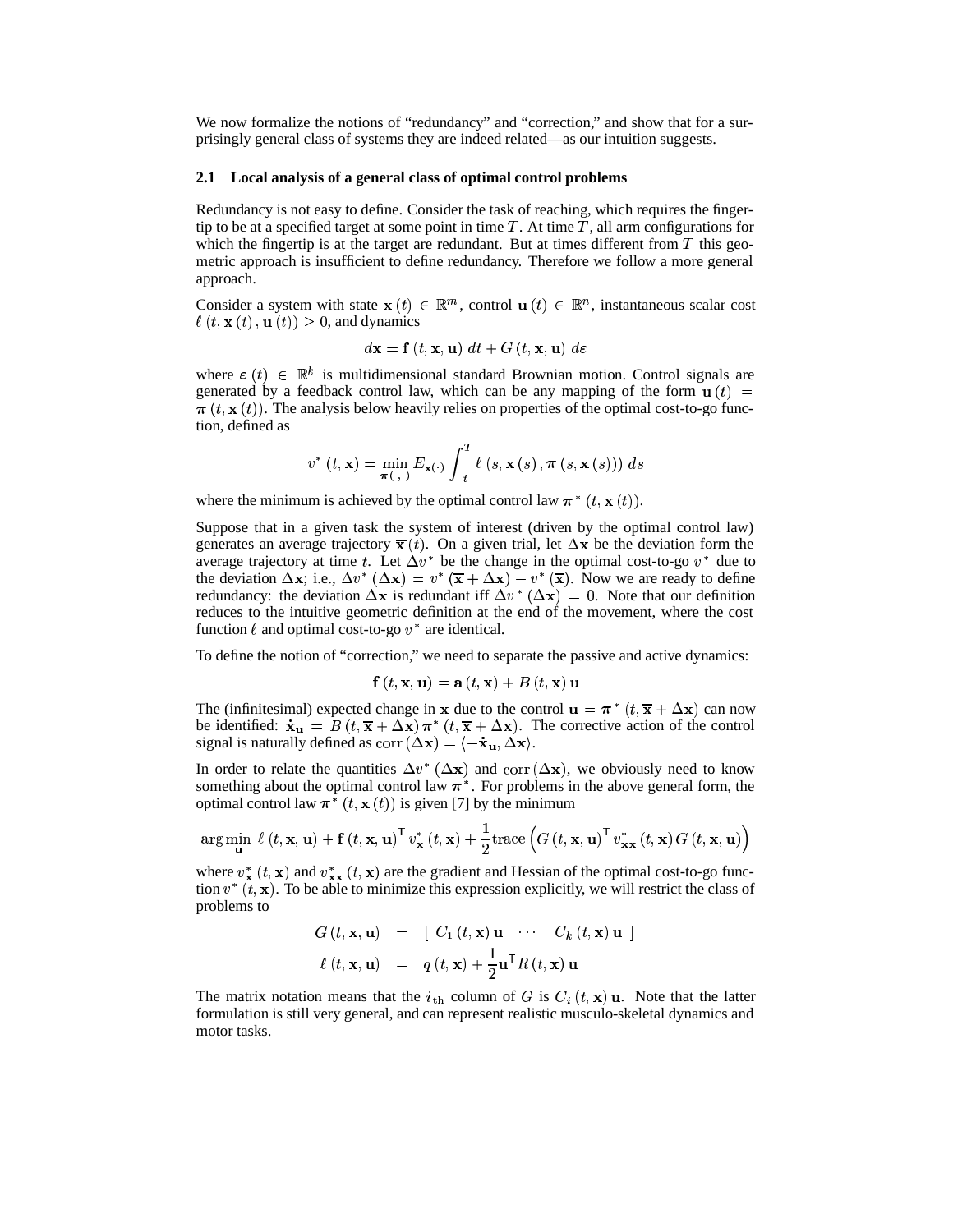We now formalize the notions of "redundancy" and "correction," and show that for a surprisingly general class of systems they are indeed related—as our intuition suggests.

### 2.1 Local analysis of a general class of optimal control problems

Redundancy is not easy to define. Consider the task of reaching, which requires the fingertip to be at a specified target at some point in time $T$. At time $T$, all arm configurations for which the fingertip is at the target are redundant. But at times different from $T$ this geometric approach is insufficient to define redundancy. Therefore we follow a more general approach.

Consider a system with state $\mathbf{x}(t) \in \mathbb{R}^m$, control $\mathbf{u}(t) \in \mathbb{R}^n$, instantaneous scalar cost $\ell(t, \mathbf{x}(t), \mathbf{u}(t)) \geq 0$, and dynamics

$$d\mathbf{x} = \mathbf{f}(t, \mathbf{x}, \mathbf{u})\, dt + G(t, \mathbf{x}, \mathbf{u})\, d\boldsymbol{\varepsilon}$$

where $\boldsymbol{\varepsilon}(t) \in \mathbb{R}^k$ is multidimensional standard Brownian motion. Control signals are generated by a feedback control law, which can be any mapping of the form $\mathbf{u}(t) = \boldsymbol{\pi}(t, \mathbf{x}(t))$. The analysis below heavily relies on properties of the optimal cost-to-go function, defined as

$$v^*(t, \mathbf{x}) = \min_{\boldsymbol{\pi}(\cdot,\cdot)} E_{\mathbf{x}(\cdot)} \int_t^T \ell(s, \mathbf{x}(s), \boldsymbol{\pi}(s, \mathbf{x}(s)))\, ds$$

where the minimum is achieved by the optimal control law $\boldsymbol{\pi}^*(t, \mathbf{x}(t))$.

Suppose that in a given task the system of interest (driven by the optimal control law) generates an average trajectory $\overline{\mathbf{x}}(t)$. On a given trial, let $\Delta\mathbf{x}$ be the deviation form the average trajectory at time $t$. Let $\Delta v^*$ be the change in the optimal cost-to-go $v^*$ due to the deviation $\Delta\mathbf{x}$; i.e., $\Delta v^*(\Delta\mathbf{x}) = v^*(\overline{\mathbf{x}} + \Delta\mathbf{x}) - v^*(\overline{\mathbf{x}})$. Now we are ready to define redundancy: the deviation $\Delta\mathbf{x}$ is redundant iff $\Delta v^*(\Delta\mathbf{x}) = 0$. Note that our definition reduces to the intuitive geometric definition at the end of the movement, where the cost function $\ell$ and optimal cost-to-go $v^*$ are identical.

To define the notion of "correction," we need to separate the passive and active dynamics:

$$\mathbf{f}(t, \mathbf{x}, \mathbf{u}) = \mathbf{a}(t, \mathbf{x}) + B(t, \mathbf{x})\,\mathbf{u}$$

The (infinitesimal) expected change in $\mathbf{x}$ due to the control $\mathbf{u} = \boldsymbol{\pi}^*(t, \overline{\mathbf{x}} + \Delta\mathbf{x})$ can now be identified: $\dot{\mathbf{x}}_{\mathbf{u}} = B(t, \overline{\mathbf{x}} + \Delta\mathbf{x})\,\boldsymbol{\pi}^*(t, \overline{\mathbf{x}} + \Delta\mathbf{x})$. The corrective action of the control signal is naturally defined as $\mathrm{corr}(\Delta\mathbf{x}) = \langle -\dot{\mathbf{x}}_{\mathbf{u}}, \Delta\mathbf{x} \rangle$.

In order to relate the quantities $\Delta v^*(\Delta\mathbf{x})$ and $\mathrm{corr}(\Delta\mathbf{x})$, we obviously need to know something about the optimal control law $\boldsymbol{\pi}^*$. For problems in the above general form, the optimal control law $\boldsymbol{\pi}^*(t, \mathbf{x}(t))$ is given [7] by the minimum

$$\arg\min_{\mathbf{u}}\ \ell(t, \mathbf{x}, \mathbf{u}) + \mathbf{f}(t, \mathbf{x}, \mathbf{u})^{\mathsf{T}} v^*_{\mathbf{x}}(t, \mathbf{x}) + \frac{1}{2}\mathrm{trace}\left( G(t, \mathbf{x}, \mathbf{u})^{\mathsf{T}} v^*_{\mathbf{xx}}(t, \mathbf{x})\, G(t, \mathbf{x}, \mathbf{u}) \right)$$

where $v^*_{\mathbf{x}}(t, \mathbf{x})$ and $v^*_{\mathbf{xx}}(t, \mathbf{x})$ are the gradient and Hessian of the optimal cost-to-go function $v^*(t, \mathbf{x})$. To be able to minimize this expression explicitly, we will restrict the class of problems to

$$\begin{aligned}
G(t, \mathbf{x}, \mathbf{u}) &= \begin{bmatrix} C_1(t, \mathbf{x})\,\mathbf{u} & \cdots & C_k(t, \mathbf{x})\,\mathbf{u} \end{bmatrix} \\
\ell(t, \mathbf{x}, \mathbf{u}) &= q(t, \mathbf{x}) + \frac{1}{2}\mathbf{u}^{\mathsf{T}} R(t, \mathbf{x})\,\mathbf{u}
\end{aligned}$$

The matrix notation means that the $i_{\text{th}}$ column of $G$ is $C_i(t, \mathbf{x})\,\mathbf{u}$. Note that the latter formulation is still very general, and can represent realistic musculo-skeletal dynamics and motor tasks.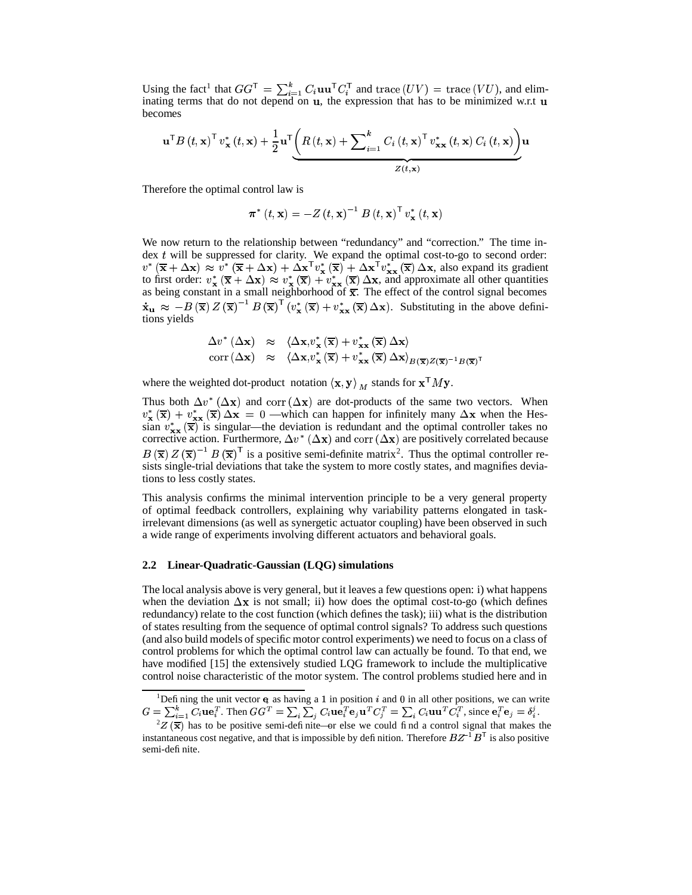Using the fact[1] that $GG^\mathsf{T} = \sum_{i=1}^{k} C_i \mathbf{u}\mathbf{u}^\mathsf{T} C_i^\mathsf{T}$ and $\mathrm{trace}\,(UV) = \mathrm{trace}\,(VU)$, and eliminating terms that do not depend on $\mathbf{u}$, the expression that has to be minimized w.r.t $\mathbf{u}$ becomes

$$\mathbf{u}^\mathsf{T} B\left(t, \mathbf{x}\right)^\mathsf{T} v_\mathbf{x}^*\left(t, \mathbf{x}\right) + \frac{1}{2}\mathbf{u}^\mathsf{T} \underbrace{\left(R\left(t, \mathbf{x}\right) + \sum_{i=1}^{k} C_i\left(t, \mathbf{x}\right)^\mathsf{T} v_{\mathbf{xx}}^*\left(t, \mathbf{x}\right) C_i\left(t, \mathbf{x}\right)\right)}_{Z(t,\mathbf{x})}\mathbf{u}$$

Therefore the optimal control law is

$$\boldsymbol{\pi}^*\left(t, \mathbf{x}\right) = -Z\left(t, \mathbf{x}\right)^{-1} B\left(t, \mathbf{x}\right)^\mathsf{T} v_\mathbf{x}^*\left(t, \mathbf{x}\right)$$

We now return to the relationship between "redundancy" and "correction." The time index $t$ will be suppressed for clarity. We expand the optimal cost-to-go to second order: $v^*\left(\overline{\mathbf{x}} + \Delta\mathbf{x}\right) \approx v^*\left(\overline{\mathbf{x}} + \Delta\mathbf{x}\right) + \Delta\mathbf{x}^\mathsf{T} v_\mathbf{x}^*\left(\overline{\mathbf{x}}\right) + \Delta\mathbf{x}^\mathsf{T} v_{\mathbf{xx}}^*\left(\overline{\mathbf{x}}\right)\Delta\mathbf{x}$, also expand its gradient to first order: $v_\mathbf{x}^*\left(\overline{\mathbf{x}} + \Delta\mathbf{x}\right) \approx v_\mathbf{x}^*\left(\overline{\mathbf{x}}\right) + v_{\mathbf{xx}}^*\left(\overline{\mathbf{x}}\right)\Delta\mathbf{x}$, and approximate all other quantities as being constant in a small neighborhood of $\overline{\mathbf{x}}$. The effect of the control signal becomes $\dot{\mathbf{x}}_\mathbf{u} \approx -B\left(\overline{\mathbf{x}}\right) Z\left(\overline{\mathbf{x}}\right)^{-1} B\left(\overline{\mathbf{x}}\right)^\mathsf{T}\left(v_\mathbf{x}^*\left(\overline{\mathbf{x}}\right) + v_{\mathbf{xx}}^*\left(\overline{\mathbf{x}}\right)\Delta\mathbf{x}\right)$. Substituting in the above definitions yields

$$\begin{aligned}
\Delta v^*\left(\Delta\mathbf{x}\right) &\approx \left\langle \Delta\mathbf{x}, v_\mathbf{x}^*\left(\overline{\mathbf{x}}\right) + v_{\mathbf{xx}}^*\left(\overline{\mathbf{x}}\right)\Delta\mathbf{x}\right\rangle \\
\mathrm{corr}\left(\Delta\mathbf{x}\right) &\approx \left\langle \Delta\mathbf{x}, v_\mathbf{x}^*\left(\overline{\mathbf{x}}\right) + v_{\mathbf{xx}}^*\left(\overline{\mathbf{x}}\right)\Delta\mathbf{x}\right\rangle_{B(\overline{\mathbf{x}})Z(\overline{\mathbf{x}})^{-1}B(\overline{\mathbf{x}})^\mathsf{T}}
\end{aligned}$$

where the weighted dot-product notation $\left\langle \mathbf{x}, \mathbf{y}\right\rangle_M$ stands for $\mathbf{x}^\mathsf{T} M \mathbf{y}$.

Thus both $\Delta v^*\left(\Delta\mathbf{x}\right)$ and $\mathrm{corr}\left(\Delta\mathbf{x}\right)$ are dot-products of the same two vectors. When $v_\mathbf{x}^*\left(\overline{\mathbf{x}}\right) + v_{\mathbf{xx}}^*\left(\overline{\mathbf{x}}\right)\Delta\mathbf{x} = 0$ —which can happen for infinitely many $\Delta\mathbf{x}$ when the Hessian $v_{\mathbf{xx}}^*\left(\overline{\mathbf{x}}\right)$ is singular—the deviation is redundant and the optimal controller takes no corrective action. Furthermore, $\Delta v^*\left(\Delta\mathbf{x}\right)$ and $\mathrm{corr}\left(\Delta\mathbf{x}\right)$ are positively correlated because $B\left(\overline{\mathbf{x}}\right) Z\left(\overline{\mathbf{x}}\right)^{-1} B\left(\overline{\mathbf{x}}\right)^\mathsf{T}$ is a positive semi-definite matrix[2]. Thus the optimal controller resists single-trial deviations that take the system to more costly states, and magnifies deviations to less costly states.

This analysis confirms the minimal intervention principle to be a very general property of optimal feedback controllers, explaining why variability patterns elongated in task-irrelevant dimensions (as well as synergetic actuator coupling) have been observed in such a wide range of experiments involving different actuators and behavioral goals.

### 2.2 Linear-Quadratic-Gaussian (LQG) simulations

The local analysis above is very general, but it leaves a few questions open: i) what happens when the deviation $\Delta\mathbf{x}$ is not small; ii) how does the optimal cost-to-go (which defines redundancy) relate to the cost function (which defines the task); iii) what is the distribution of states resulting from the sequence of optimal control signals? To address such questions (and also build models of specific motor control experiments) we need to focus on a class of control problems for which the optimal control law can actually be found. To that end, we have modified [15] the extensively studied LQG framework to include the multiplicative control noise characteristic of the motor system. The control problems studied here and in

---

[1] Defining the unit vector $\mathbf{e}_i$ as having a 1 in position $i$ and 0 in all other positions, we can write $G = \sum_{i=1}^{k} C_i \mathbf{u} \mathbf{e}_i^T$. Then $GG^T = \sum_i \sum_j C_i \mathbf{u} \mathbf{e}_i^T \mathbf{e}_j \mathbf{u}^T C_j^T = \sum_i C_i \mathbf{u}\mathbf{u}^T C_i^T$, since $\mathbf{e}_i^T \mathbf{e}_j = \delta_i^j$.

[2] $Z\left(\overline{\mathbf{x}}\right)$ has to be positive semi-definite—or else we could find a control signal that makes the instantaneous cost negative, and that is impossible by definition. Therefore $BZ^{-1}B^\mathsf{T}$ is also positive semi-definite.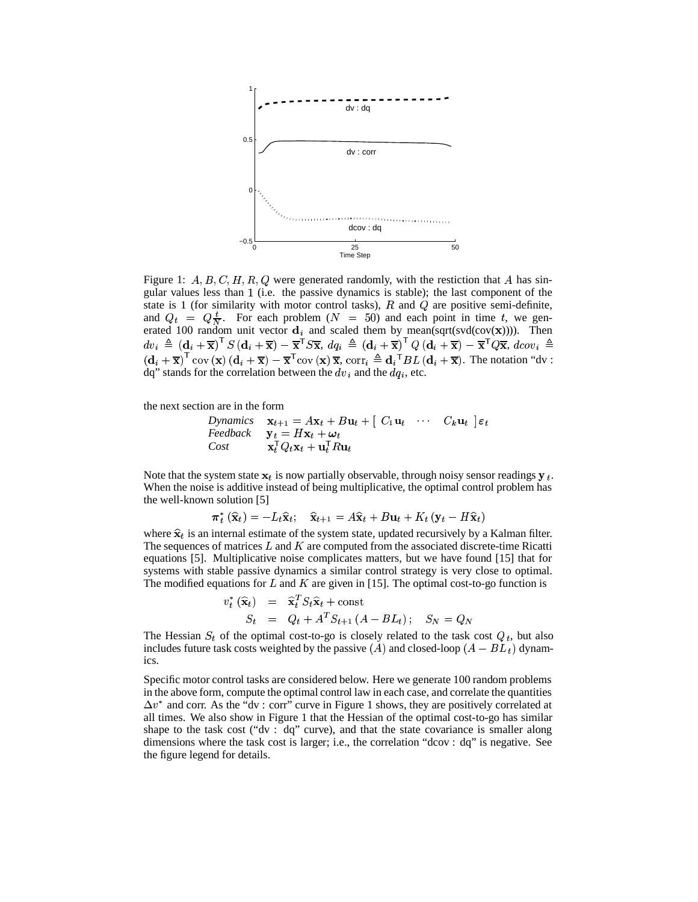Figure 1: $A, B, C, H, R, Q$ were generated randomly, with the restiction that $A$ has singular values less than 1 (i.e. the passive dynamics is stable); the last component of the state is 1 (for similarity with motor control tasks), $R$ and $Q$ are positive semi-definite, and $Q_t = Q\frac{t}{N}$. For each problem ($N = 50$) and each point in time $t$, we generated 100 random unit vector $\mathbf{d}_i$ and scaled them by mean(sqrt(svd(cov($\mathbf{x}$)))). Then $dv_i \triangleq (\mathbf{d}_i + \overline{\mathbf{x}})^\mathsf{T} S (\mathbf{d}_i + \overline{\mathbf{x}}) - \overline{\mathbf{x}}^\mathsf{T} S \overline{\mathbf{x}}$, $dq_i \triangleq (\mathbf{d}_i + \overline{\mathbf{x}})^\mathsf{T} Q (\mathbf{d}_i + \overline{\mathbf{x}}) - \overline{\mathbf{x}}^\mathsf{T} Q \overline{\mathbf{x}}$, $dcov_i \triangleq (\mathbf{d}_i + \overline{\mathbf{x}})^\mathsf{T} \mathrm{cov}(\mathbf{x}) (\mathbf{d}_i + \overline{\mathbf{x}}) - \overline{\mathbf{x}}^\mathsf{T} \mathrm{cov}(\mathbf{x}) \overline{\mathbf{x}}$, $\mathrm{corr}_i \triangleq \mathbf{d}_i{}^\mathsf{T} BL (\mathbf{d}_i + \overline{\mathbf{x}})$. The notation "dv : dq" stands for the correlation between the $dv_i$ and the $dq_i$, etc.

the next section are in the form

$$
\begin{array}{ll}
\textit{Dynamics} & \mathbf{x}_{t+1} = A\mathbf{x}_t + B\mathbf{u}_t + \left[\begin{array}{ccc} C_1\mathbf{u}_t & \cdots & C_k\mathbf{u}_t \end{array}\right] \boldsymbol{\varepsilon}_t \\
\textit{Feedback} & \mathbf{y}_t = H\mathbf{x}_t + \boldsymbol{\omega}_t \\
\textit{Cost} & \mathbf{x}_t^\mathsf{T} Q_t \mathbf{x}_t + \mathbf{u}_t^\mathsf{T} R \mathbf{u}_t
\end{array}
$$

Note that the system state $\mathbf{x}_t$ is now partially observable, through noisy sensor readings $\mathbf{y}_t$. When the noise is additive instead of being multiplicative, the optimal control problem has the well-known solution [5]

$$
\boldsymbol{\pi}_t^* (\widehat{\mathbf{x}}_t) = -L_t \widehat{\mathbf{x}}_t; \quad \widehat{\mathbf{x}}_{t+1} = A\widehat{\mathbf{x}}_t + B\mathbf{u}_t + K_t (\mathbf{y}_t - H\widehat{\mathbf{x}}_t)
$$

where $\widehat{\mathbf{x}}_t$ is an internal estimate of the system state, updated recursively by a Kalman filter. The sequences of matrices $L$ and $K$ are computed from the associated discrete-time Ricatti equations [5]. Multiplicative noise complicates matters, but we have found [15] that for systems with stable passive dynamics a similar control strategy is very close to optimal. The modified equations for $L$ and $K$ are given in [15]. The optimal cost-to-go function is

$$
\begin{aligned}
v_t^* (\widehat{\mathbf{x}}_t) &= \widehat{\mathbf{x}}_t^T S_t \widehat{\mathbf{x}}_t + \mathrm{const} \\
S_t &= Q_t + A^T S_{t+1} (A - BL_t); \quad S_N = Q_N
\end{aligned}
$$

The Hessian $S_t$ of the optimal cost-to-go is closely related to the task cost $Q_t$, but also includes future task costs weighted by the passive ($A$) and closed-loop ($A - BL_t$) dynamics.

Specific motor control tasks are considered below. Here we generate 100 random problems in the above form, compute the optimal control law in each case, and correlate the quantities $\Delta v^*$ and corr. As the "dv : corr" curve in Figure 1 shows, they are positively correlated at all times. We also show in Figure 1 that the Hessian of the optimal cost-to-go has similar shape to the task cost ("dv : dq" curve), and that the state covariance is smaller along dimensions where the task cost is larger; i.e., the correlation "dcov : dq" is negative. See the figure legend for details.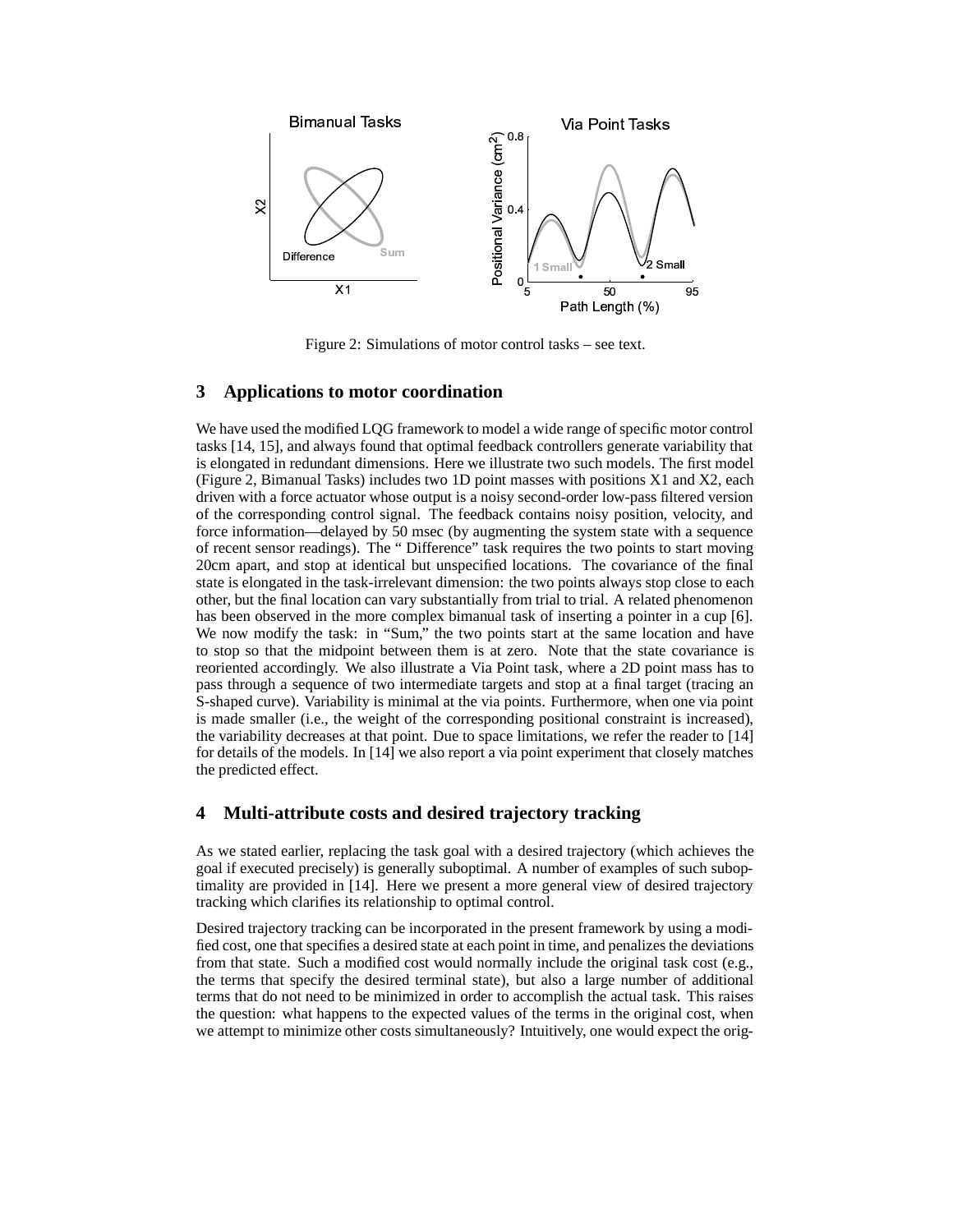Figure 2: Simulations of motor control tasks – see text.

## 3 Applications to motor coordination

We have used the modified LQG framework to model a wide range of specific motor control tasks [14, 15], and always found that optimal feedback controllers generate variability that is elongated in redundant dimensions. Here we illustrate two such models. The first model (Figure 2, Bimanual Tasks) includes two 1D point masses with positions X1 and X2, each driven with a force actuator whose output is a noisy second-order low-pass filtered version of the corresponding control signal. The feedback contains noisy position, velocity, and force information—delayed by 50 msec (by augmenting the system state with a sequence of recent sensor readings). The " Difference" task requires the two points to start moving 20cm apart, and stop at identical but unspecified locations. The covariance of the final state is elongated in the task-irrelevant dimension: the two points always stop close to each other, but the final location can vary substantially from trial to trial. A related phenomenon has been observed in the more complex bimanual task of inserting a pointer in a cup [6]. We now modify the task: in "Sum," the two points start at the same location and have to stop so that the midpoint between them is at zero. Note that the state covariance is reoriented accordingly. We also illustrate a Via Point task, where a 2D point mass has to pass through a sequence of two intermediate targets and stop at a final target (tracing an S-shaped curve). Variability is minimal at the via points. Furthermore, when one via point is made smaller (i.e., the weight of the corresponding positional constraint is increased), the variability decreases at that point. Due to space limitations, we refer the reader to [14] for details of the models. In [14] we also report a via point experiment that closely matches the predicted effect.

## 4 Multi-attribute costs and desired trajectory tracking

As we stated earlier, replacing the task goal with a desired trajectory (which achieves the goal if executed precisely) is generally suboptimal. A number of examples of such suboptimality are provided in [14]. Here we present a more general view of desired trajectory tracking which clarifies its relationship to optimal control.

Desired trajectory tracking can be incorporated in the present framework by using a modified cost, one that specifies a desired state at each point in time, and penalizes the deviations from that state. Such a modified cost would normally include the original task cost (e.g., the terms that specify the desired terminal state), but also a large number of additional terms that do not need to be minimized in order to accomplish the actual task. This raises the question: what happens to the expected values of the terms in the original cost, when we attempt to minimize other costs simultaneously? Intuitively, one would expect the orig-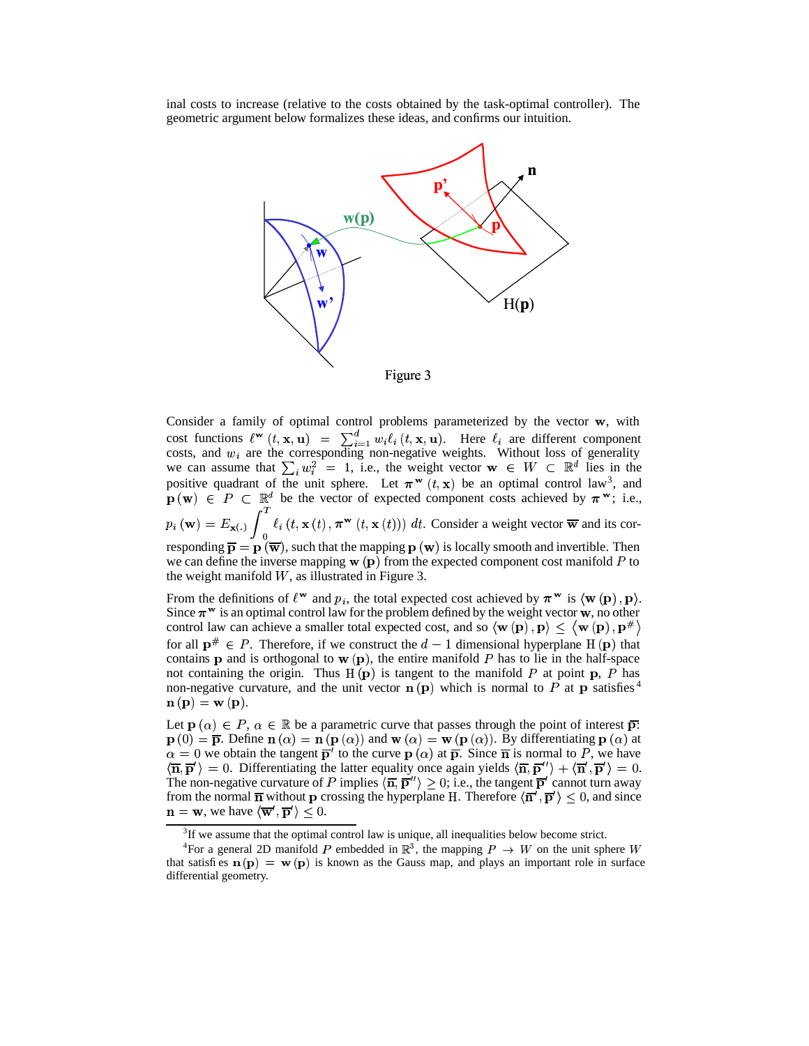inal costs to increase (relative to the costs obtained by the task-optimal controller). The geometric argument below formalizes these ideas, and confirms our intuition.

Figure 3

Consider a family of optimal control problems parameterized by the vector $\mathbf{w}$, with cost functions $\ell^{\mathbf{w}}(t, \mathbf{x}, \mathbf{u}) = \sum_{i=1}^{d} w_i \ell_i(t, \mathbf{x}, \mathbf{u})$. Here $\ell_i$ are different component costs, and $w_i$ are the corresponding non-negative weights. Without loss of generality we can assume that $\sum_i w_i^2 = 1$, i.e., the weight vector $\mathbf{w} \in W \subset \mathbb{R}^d$ lies in the positive quadrant of the unit sphere. Let $\boldsymbol{\pi}^{\mathbf{w}}(t, \mathbf{x})$ be an optimal control law[3], and $\mathbf{p}(\mathbf{w}) \in P \subset \mathbb{R}^d$ be the vector of expected component costs achieved by $\boldsymbol{\pi}^{\mathbf{w}}$; i.e., $p_i(\mathbf{w}) = E_{\mathbf{x}(.)} \int_0^T \ell_i(t, \mathbf{x}(t), \boldsymbol{\pi}^{\mathbf{w}}(t, \mathbf{x}(t)))\, dt$. Consider a weight vector $\overline{\mathbf{w}}$ and its corresponding $\overline{\mathbf{p}} = \mathbf{p}(\overline{\mathbf{w}})$, such that the mapping $\mathbf{p}(\mathbf{w})$ is locally smooth and invertible. Then we can define the inverse mapping $\mathbf{w}(\mathbf{p})$ from the expected component cost manifold $P$ to the weight manifold $W$, as illustrated in Figure 3.

From the definitions of $\ell^{\mathbf{w}}$ and $p_i$, the total expected cost achieved by $\boldsymbol{\pi}^{\mathbf{w}}$ is $\langle \mathbf{w}(\mathbf{p}), \mathbf{p} \rangle$. Since $\boldsymbol{\pi}^{\mathbf{w}}$ is an optimal control law for the problem defined by the weight vector $\mathbf{w}$, no other control law can achieve a smaller total expected cost, and so $\langle \mathbf{w}(\mathbf{p}), \mathbf{p} \rangle \leq \langle \mathbf{w}(\mathbf{p}), \mathbf{p}^{\#} \rangle$ for all $\mathbf{p}^{\#} \in P$. Therefore, if we construct the $d-1$ dimensional hyperplane $\mathrm{H}(\mathbf{p})$ that contains $\mathbf{p}$ and is orthogonal to $\mathbf{w}(\mathbf{p})$, the entire manifold $P$ has to lie in the half-space not containing the origin. Thus $\mathrm{H}(\mathbf{p})$ is tangent to the manifold $P$ at point $\mathbf{p}$, $P$ has non-negative curvature, and the unit vector $\mathbf{n}(\mathbf{p})$ which is normal to $P$ at $\mathbf{p}$ satisfies[4] $\mathbf{n}(\mathbf{p}) = \mathbf{w}(\mathbf{p})$.

Let $\mathbf{p}(\alpha) \in P$, $\alpha \in \mathbb{R}$ be a parametric curve that passes through the point of interest $\overline{\mathbf{p}}$: $\mathbf{p}(0) = \overline{\mathbf{p}}$. Define $\mathbf{n}(\alpha) = \mathbf{n}(\mathbf{p}(\alpha))$ and $\mathbf{w}(\alpha) = \mathbf{w}(\mathbf{p}(\alpha))$. By differentiating $\mathbf{p}(\alpha)$ at $\alpha = 0$ we obtain the tangent $\overline{\mathbf{p}}'$ to the curve $\mathbf{p}(\alpha)$ at $\overline{\mathbf{p}}$. Since $\overline{\mathbf{n}}$ is normal to $P$, we have $\langle \overline{\mathbf{n}}, \overline{\mathbf{p}}' \rangle = 0$. Differentiating the latter equality once again yields $\langle \overline{\mathbf{n}}, \overline{\mathbf{p}}'' \rangle + \langle \overline{\mathbf{n}}', \overline{\mathbf{p}}' \rangle = 0$. The non-negative curvature of $P$ implies $\langle \overline{\mathbf{n}}, \overline{\mathbf{p}}'' \rangle \geq 0$; i.e., the tangent $\overline{\mathbf{p}}'$ cannot turn away from the normal $\overline{\mathbf{n}}$ without $\mathbf{p}$ crossing the hyperplane $\mathrm{H}$. Therefore $\langle \overline{\mathbf{n}}', \overline{\mathbf{p}}' \rangle \leq 0$, and since $\mathbf{n} = \mathbf{w}$, we have $\langle \overline{\mathbf{w}}', \overline{\mathbf{p}}' \rangle \leq 0$.

---

[3] If we assume that the optimal control law is unique, all inequalities below become strict.

[4] For a general 2D manifold $P$ embedded in $\mathbb{R}^3$, the mapping $P \to W$ on the unit sphere $W$ that satisfies $\mathbf{n}(\mathbf{p}) = \mathbf{w}(\mathbf{p})$ is known as the Gauss map, and plays an important role in surface differential geometry.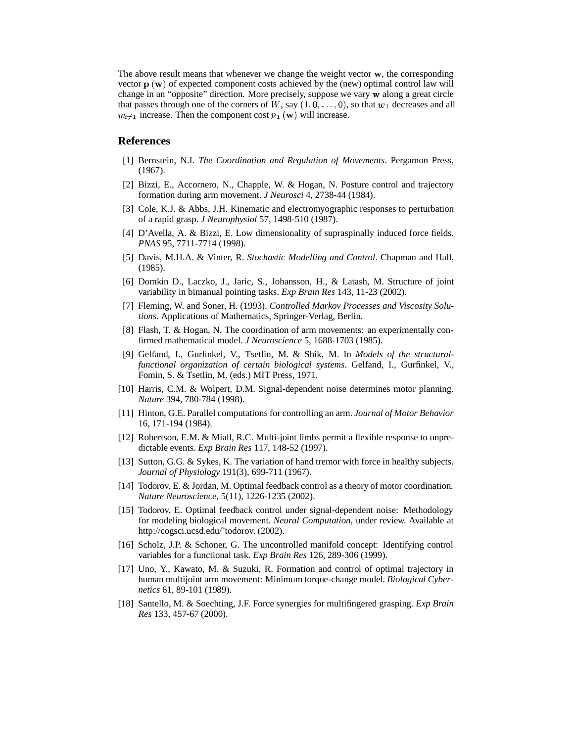The above result means that whenever we change the weight vector $\mathbf{w}$, the corresponding vector $\mathbf{p}(\mathbf{w})$ of expected component costs achieved by the (new) optimal control law will change in an "opposite" direction. More precisely, suppose we vary $\mathbf{w}$ along a great circle that passes through one of the corners of $W$, say $(1, 0, \ldots, 0)$, so that $w_1$ decreases and all $w_{i \neq 1}$ increase. Then the component cost $p_1(\mathbf{w})$ will increase.

## References

[1] Bernstein, N.I. *The Coordination and Regulation of Movements*. Pergamon Press, (1967).

[2] Bizzi, E., Accornero, N., Chapple, W. & Hogan, N. Posture control and trajectory formation during arm movement. *J Neurosci* 4, 2738-44 (1984).

[3] Cole, K.J. & Abbs, J.H. Kinematic and electromyographic responses to perturbation of a rapid grasp. *J Neurophysiol* 57, 1498-510 (1987).

[4] D'Avella, A. & Bizzi, E. Low dimensionality of supraspinally induced force fields. *PNAS* 95, 7711-7714 (1998).

[5] Davis, M.H.A. & Vinter, R. *Stochastic Modelling and Control*. Chapman and Hall, (1985).

[6] Domkin D., Laczko, J., Jaric, S., Johansson, H., & Latash, M. Structure of joint variability in bimanual pointing tasks. *Exp Brain Res* 143, 11-23 (2002).

[7] Fleming, W. and Soner, H. (1993). *Controlled Markov Processes and Viscosity Solutions*. Applications of Mathematics, Springer-Verlag, Berlin.

[8] Flash, T. & Hogan, N. The coordination of arm movements: an experimentally confirmed mathematical model. *J Neuroscience* 5, 1688-1703 (1985).

[9] Gelfand, I., Gurfinkel, V., Tsetlin, M. & Shik, M. In *Models of the structural-functional organization of certain biological systems*. Gelfand, I., Gurfinkel, V., Fomin, S. & Tsetlin, M. (eds.) MIT Press, 1971.

[10] Harris, C.M. & Wolpert, D.M. Signal-dependent noise determines motor planning. *Nature* 394, 780-784 (1998).

[11] Hinton, G.E. Parallel computations for controlling an arm. *Journal of Motor Behavior* 16, 171-194 (1984).

[12] Robertson, E.M. & Miall, R.C. Multi-joint limbs permit a flexible response to unpredictable events. *Exp Brain Res* 117, 148-52 (1997).

[13] Sutton, G.G. & Sykes, K. The variation of hand tremor with force in healthy subjects. *Journal of Physiology* 191(3), 699-711 (1967).

[14] Todorov, E. & Jordan, M. Optimal feedback control as a theory of motor coordination. *Nature Neuroscience*, 5(11), 1226-1235 (2002).

[15] Todorov, E. Optimal feedback control under signal-dependent noise: Methodology for modeling biological movement. *Neural Computation*, under review. Available at http://cogsci.ucsd.edu/~todorov. (2002).

[16] Scholz, J.P. & Schoner, G. The uncontrolled manifold concept: Identifying control variables for a functional task. *Exp Brain Res* 126, 289-306 (1999).

[17] Uno, Y., Kawato, M. & Suzuki, R. Formation and control of optimal trajectory in human multijoint arm movement: Minimum torque-change model. *Biological Cybernetics* 61, 89-101 (1989).

[18] Santello, M. & Soechting, J.F. Force synergies for multifingered grasping. *Exp Brain Res* 133, 457-67 (2000).